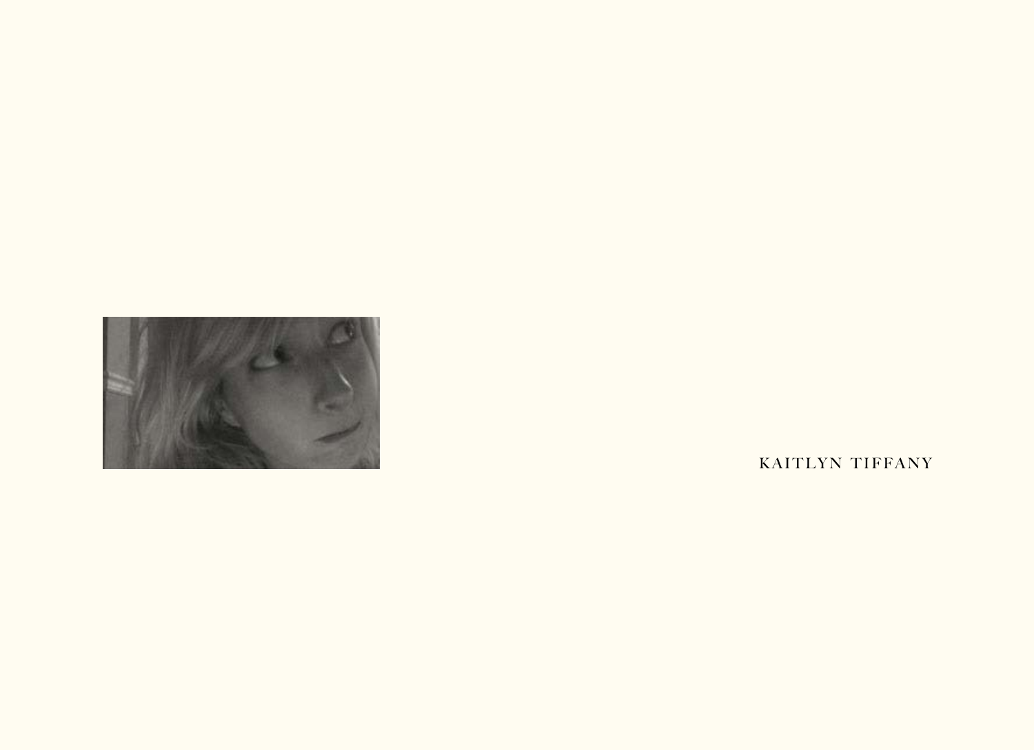KAITLYN TIFFANY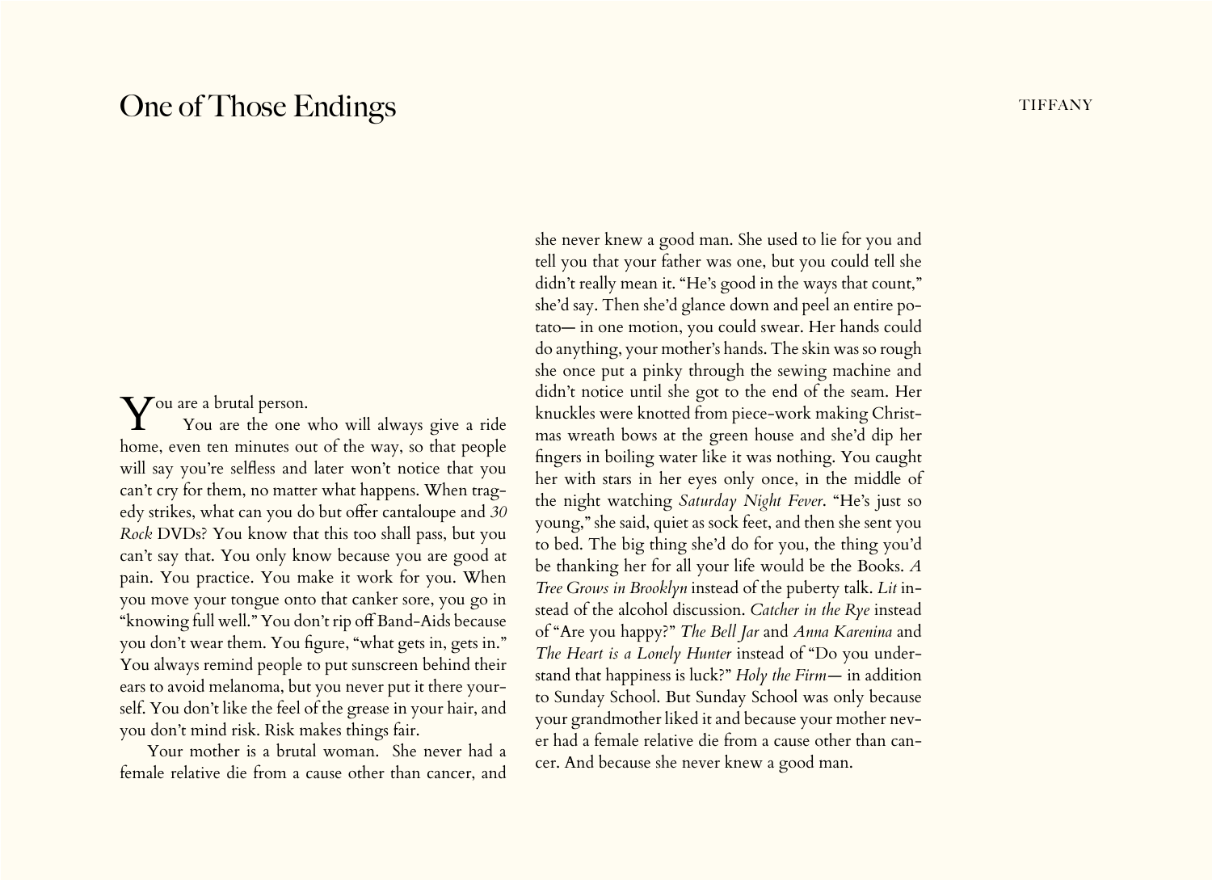# One of Those Endings

TIFFANY

You are a brutal person.

You are the one who will always give a ride home, even ten minutes out of the way, so that people will say you're selfless and later won't notice that you can't cry for them, no matter what happens. When tragedy strikes, what can you do but offer cantaloupe and *30 Rock* DVDs? You know that this too shall pass, but you can't say that. You only know because you are good at pain. You practice. You make it work for you. When you move your tongue onto that canker sore, you go in "knowing full well." You don't rip off Band-Aids because you don't wear them. You figure, "what gets in, gets in." You always remind people to put sunscreen behind their ears to avoid melanoma, but you never put it there yourself. You don't like the feel of the grease in your hair, and you don't mind risk. Risk makes things fair.

Your mother is a brutal woman. She never had a female relative die from a cause other than cancer, and she never knew a good man. She used to lie for you and tell you that your father was one, but you could tell she didn't really mean it. "He's good in the ways that count," she'd say. Then she'd glance down and peel an entire potato— in one motion, you could swear. Her hands could do anything, your mother's hands. The skin was so rough she once put a pinky through the sewing machine and didn't notice until she got to the end of the seam. Her knuckles were knotted from piece-work making Christmas wreath bows at the green house and she'd dip her fingers in boiling water like it was nothing. You caught her with stars in her eyes only once, in the middle of the night watching *Saturday Night Fever*. "He's just so young," she said, quiet as sock feet, and then she sent you to bed. The big thing she'd do for you, the thing you'd be thanking her for all your life would be the Books. *A Tree Grows in Brooklyn* instead of the puberty talk. *Lit* instead of the alcohol discussion. *Catcher in the Rye* instead of "Are you happy?" *The Bell Jar* and *Anna Karenina* and *The Heart is a Lonely Hunter* instead of "Do you understand that happiness is luck?" *Holy the Firm*— in addition to Sunday School. But Sunday School was only because your grandmother liked it and because your mother never had a female relative die from a cause other than cancer. And because she never knew a good man.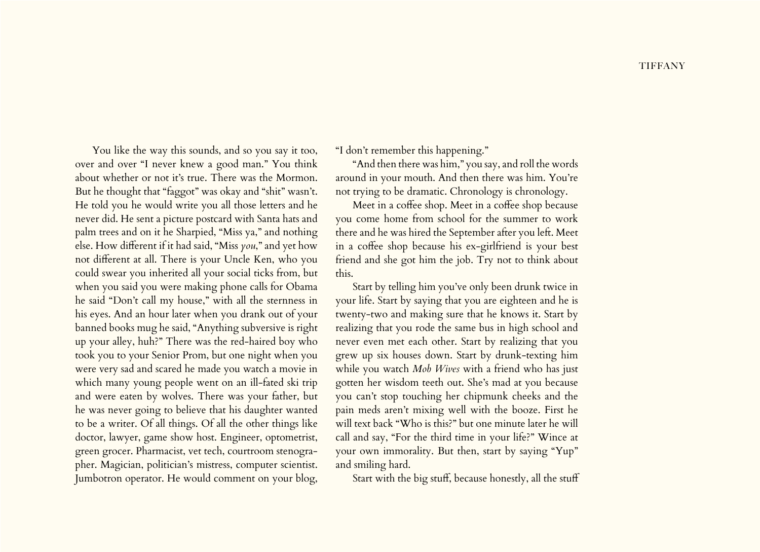You like the way this sounds, and so you say it too, over and over "I never knew a good man." You think about whether or not it's true. There was the Mormon. But he thought that "faggot" was okay and "shit" wasn't. He told you he would write you all those letters and he never did. He sent a picture postcard with Santa hats and palm trees and on it he Sharpied, "Miss ya," and nothing else. How different if it had said, "Miss *you*," and yet how not different at all. There is your Uncle Ken, who you could swear you inherited all your social ticks from, but when you said you were making phone calls for Obama he said "Don't call my house," with all the sternness in his eyes. And an hour later when you drank out of your banned books mug he said, "Anything subversive is right up your alley, huh?" There was the red-haired boy who took you to your Senior Prom, but one night when you were very sad and scared he made you watch a movie in which many young people went on an ill-fated ski trip and were eaten by wolves. There was your father, but he was never going to believe that his daughter wanted to be a writer. Of all things. Of all the other things like doctor, lawyer, game show host. Engineer, optometrist, green grocer. Pharmacist, vet tech, courtroom stenographer. Magician, politician's mistress, computer scientist. Jumbotron operator. He would comment on your blog, "I don't remember this happening."

"And then there was him," you say, and roll the words around in your mouth. And then there was him. You're not trying to be dramatic. Chronology is chronology.

Meet in a coffee shop. Meet in a coffee shop because you come home from school for the summer to work there and he was hired the September after you left. Meet in a coffee shop because his ex-girlfriend is your best friend and she got him the job. Try not to think about this.

Start by telling him you've only been drunk twice in your life. Start by saying that you are eighteen and he is twenty-two and making sure that he knows it. Start by realizing that you rode the same bus in high school and never even met each other. Start by realizing that you grew up six houses down. Start by drunk-texting him while you watch *Mob Wives* with a friend who has just gotten her wisdom teeth out. She's mad at you because you can't stop touching her chipmunk cheeks and the pain meds aren't mixing well with the booze. First he will text back "Who is this?" but one minute later he will call and say, "For the third time in your life?" Wince at your own immorality. But then, start by saying "Yup" and smiling hard.

Start with the big stuff, because honestly, all the stuff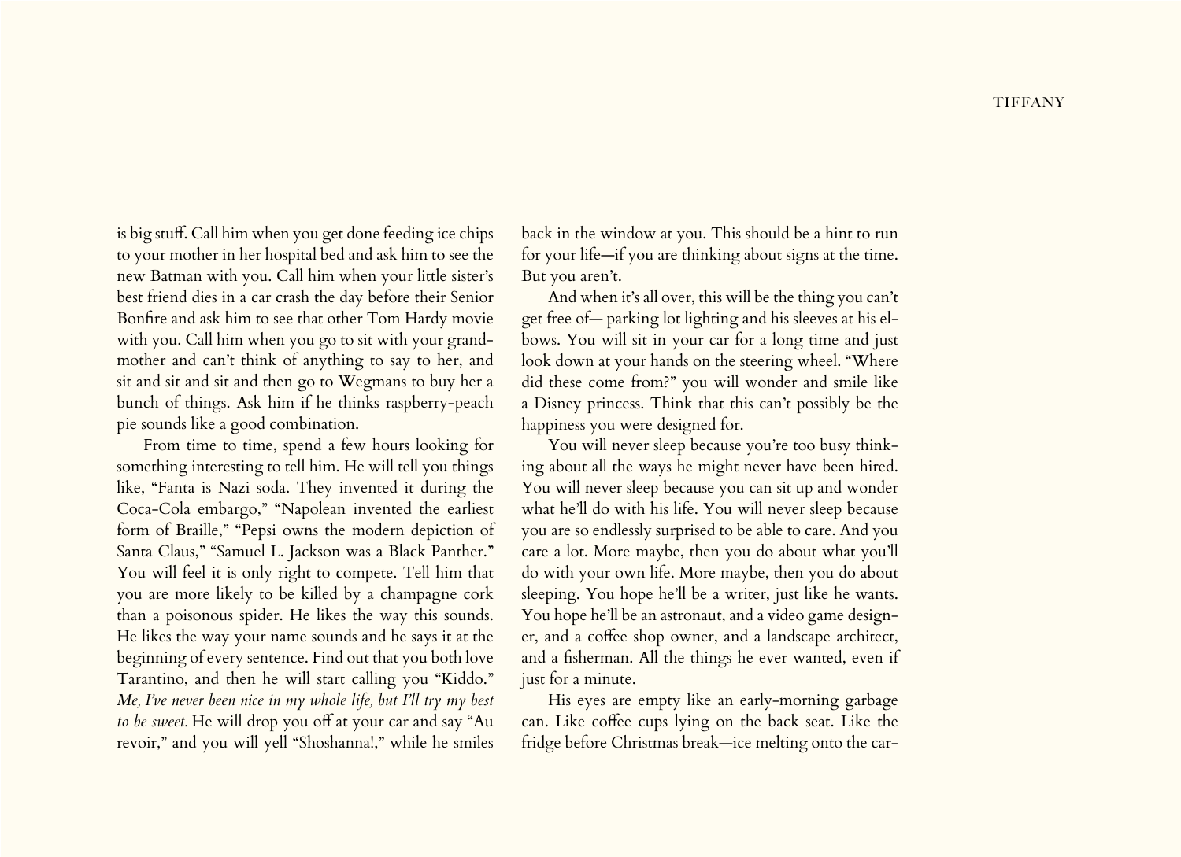is big stuff. Call him when you get done feeding ice chips to your mother in her hospital bed and ask him to see the new Batman with you. Call him when your little sister's best friend dies in a car crash the day before their Senior Bonfire and ask him to see that other Tom Hardy movie with you. Call him when you go to sit with your grandmother and can't think of anything to say to her, and sit and sit and sit and then go to Wegmans to buy her a bunch of things. Ask him if he thinks raspberry-peach pie sounds like a good combination.

From time to time, spend a few hours looking for something interesting to tell him. He will tell you things like, "Fanta is Nazi soda. They invented it during the Coca-Cola embargo," "Napolean invented the earliest form of Braille," "Pepsi owns the modern depiction of Santa Claus," "Samuel L. Jackson was a Black Panther." You will feel it is only right to compete. Tell him that you are more likely to be killed by a champagne cork than a poisonous spider. He likes the way this sounds. He likes the way your name sounds and he says it at the beginning of every sentence. Find out that you both love Tarantino, and then he will start calling you "Kiddo." *Me, I've never been nice in my whole life, but I'll try my best to be sweet.* He will drop you off at your car and say "Au revoir," and you will yell "Shoshanna!," while he smiles back in the window at you. This should be a hint to run for your life—if you are thinking about signs at the time. But you aren't.

And when it's all over, this will be the thing you can't get free of— parking lot lighting and his sleeves at his elbows. You will sit in your car for a long time and just look down at your hands on the steering wheel. "Where did these come from?" you will wonder and smile like a Disney princess. Think that this can't possibly be the happiness you were designed for.

You will never sleep because you're too busy thinking about all the ways he might never have been hired. You will never sleep because you can sit up and wonder what he'll do with his life. You will never sleep because you are so endlessly surprised to be able to care. And you care a lot. More maybe, then you do about what you'll do with your own life. More maybe, then you do about sleeping. You hope he'll be a writer, just like he wants. You hope he'll be an astronaut, and a video game designer, and a coffee shop owner, and a landscape architect, and a fisherman. All the things he ever wanted, even if just for a minute.

His eyes are empty like an early-morning garbage can. Like coffee cups lying on the back seat. Like the fridge before Christmas break—ice melting onto the car-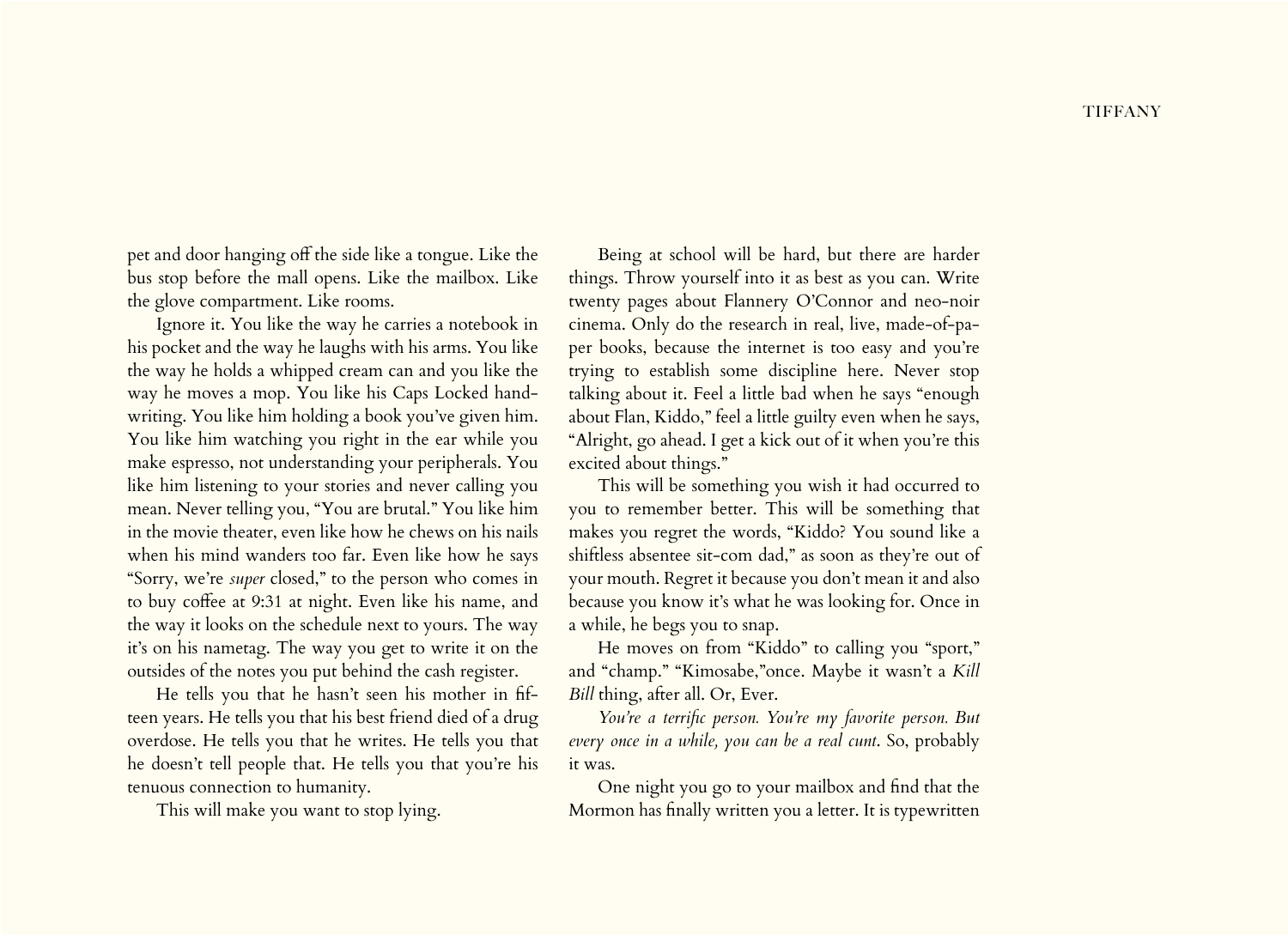pet and door hanging off the side like a tongue. Like the bus stop before the mall opens. Like the mailbox. Like the glove compartment. Like rooms.

Ignore it. You like the way he carries a notebook in his pocket and the way he laughs with his arms. You like the way he holds a whipped cream can and you like the way he moves a mop. You like his Caps Locked handwriting. You like him holding a book you've given him. You like him watching you right in the ear while you make espresso, not understanding your peripherals. You like him listening to your stories and never calling you mean. Never telling you, "You are brutal." You like him in the movie theater, even like how he chews on his nails when his mind wanders too far. Even like how he says "Sorry, we're *super* closed," to the person who comes in to buy coffee at 9:31 at night. Even like his name, and the way it looks on the schedule next to yours. The way it's on his nametag. The way you get to write it on the outsides of the notes you put behind the cash register.

He tells you that he hasn't seen his mother in fifteen years. He tells you that his best friend died of a drug overdose. He tells you that he writes. He tells you that he doesn't tell people that. He tells you that you're his tenuous connection to humanity.

This will make you want to stop lying.

Being at school will be hard, but there are harder things. Throw yourself into it as best as you can. Write twenty pages about Flannery O'Connor and neo-noir cinema. Only do the research in real, live, made-of-paper books, because the internet is too easy and you're trying to establish some discipline here. Never stop talking about it. Feel a little bad when he says "enough about Flan, Kiddo," feel a little guilty even when he says, "Alright, go ahead. I get a kick out of it when you're this excited about things."

This will be something you wish it had occurred to you to remember better. This will be something that makes you regret the words, "Kiddo? You sound like a shiftless absentee sit-com dad," as soon as they're out of your mouth. Regret it because you don't mean it and also because you know it's what he was looking for. Once in a while, he begs you to snap.

He moves on from "Kiddo" to calling you "sport," and "champ." "Kimosabe,"once. Maybe it wasn't a *Kill Bill* thing, after all. Or, Ever.

*You're a terrific person. You're my favorite person. But every once in a while, you can be a real cunt*. So, probably it was.

One night you go to your mailbox and find that the Mormon has finally written you a letter. It is typewritten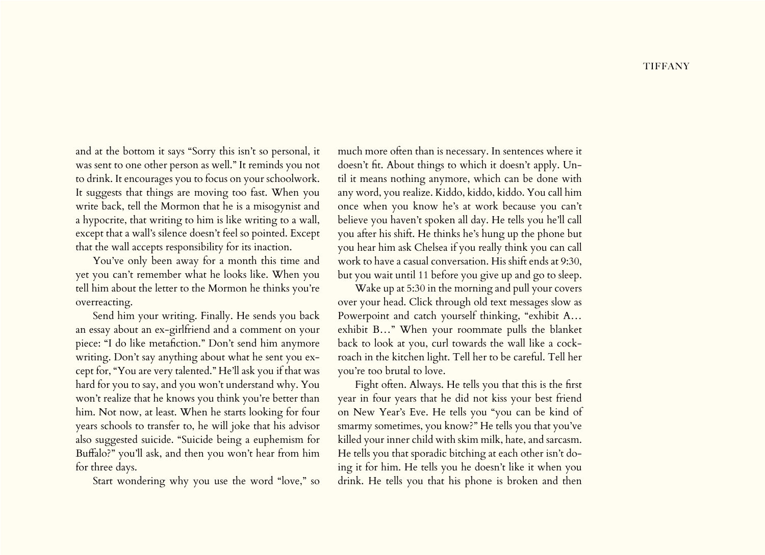and at the bottom it says "Sorry this isn't so personal, it was sent to one other person as well." It reminds you not to drink. It encourages you to focus on your schoolwork. It suggests that things are moving too fast. When you write back, tell the Mormon that he is a misogynist and a hypocrite, that writing to him is like writing to a wall, except that a wall's silence doesn't feel so pointed. Except that the wall accepts responsibility for its inaction.

You've only been away for a month this time and yet you can't remember what he looks like. When you tell him about the letter to the Mormon he thinks you're overreacting.

Send him your writing. Finally. He sends you back an essay about an ex-girlfriend and a comment on your piece: "I do like metafiction." Don't send him anymore writing. Don't say anything about what he sent you except for, "You are very talented." He'll ask you if that was hard for you to say, and you won't understand why. You won't realize that he knows you think you're better than him. Not now, at least. When he starts looking for four years schools to transfer to, he will joke that his advisor also suggested suicide. "Suicide being a euphemism for Buffalo?" you'll ask, and then you won't hear from him for three days.

Start wondering why you use the word "love," so much more often than is necessary. In sentences where it doesn't fit. About things to which it doesn't apply. Until it means nothing anymore, which can be done with any word, you realize. Kiddo, kiddo, kiddo. You call him once when you know he's at work because you can't believe you haven't spoken all day. He tells you he'll call you after his shift. He thinks he's hung up the phone but you hear him ask Chelsea if you really think you can call work to have a casual conversation. His shift ends at 9:30, but you wait until 11 before you give up and go to sleep.

Wake up at 5:30 in the morning and pull your covers over your head. Click through old text messages slow as Powerpoint and catch yourself thinking, "exhibit A… exhibit B…" When your roommate pulls the blanket back to look at you, curl towards the wall like a cockroach in the kitchen light. Tell her to be careful. Tell her you're too brutal to love.

Fight often. Always. He tells you that this is the first year in four years that he did not kiss your best friend on New Year's Eve. He tells you "you can be kind of smarmy sometimes, you know?" He tells you that you've killed your inner child with skim milk, hate, and sarcasm. He tells you that sporadic bitching at each other isn't doing it for him. He tells you he doesn't like it when you drink. He tells you that his phone is broken and then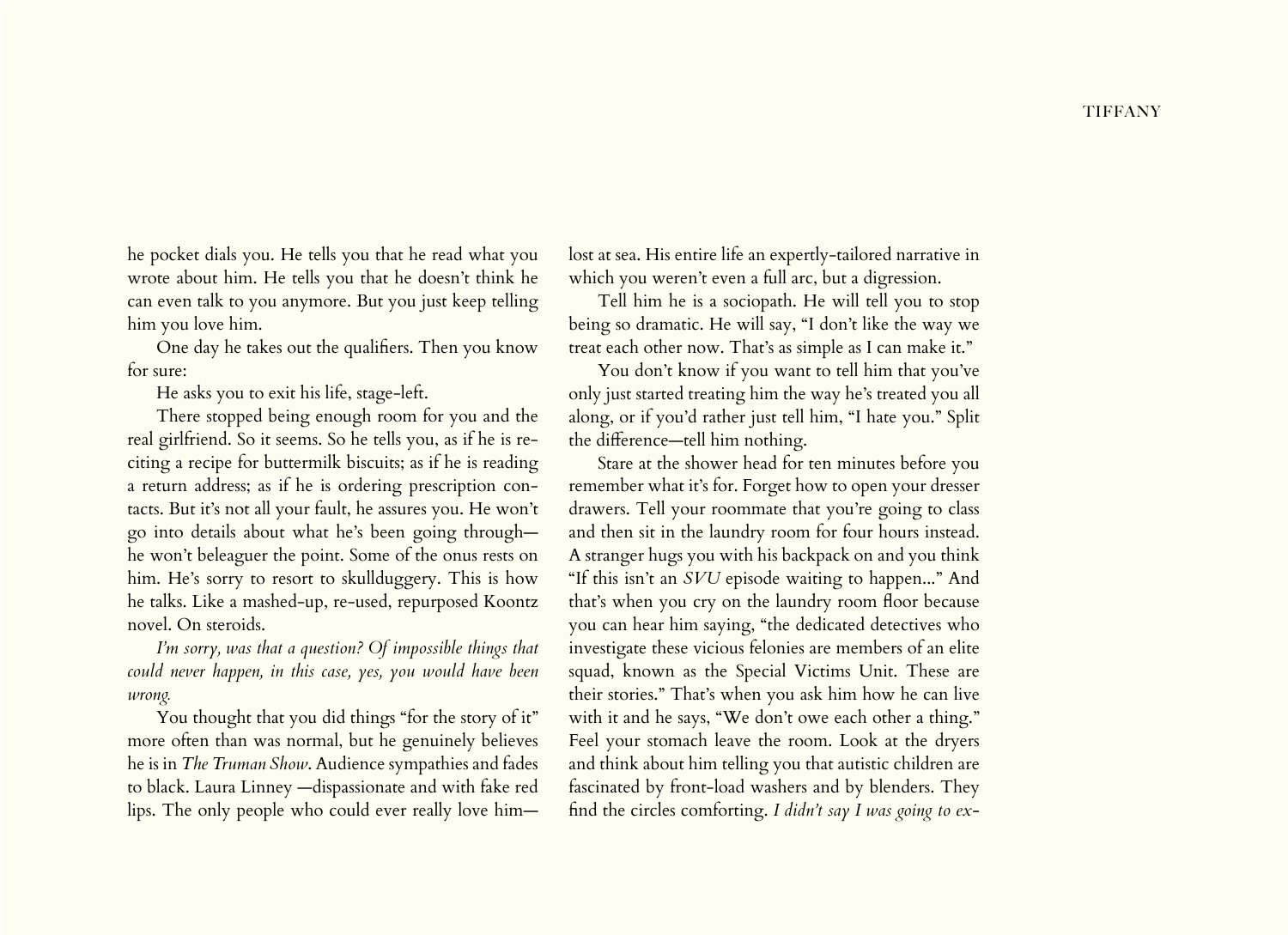he pocket dials you. He tells you that he read what you wrote about him. He tells you that he doesn't think he can even talk to you anymore. But you just keep telling him you love him.

One day he takes out the qualifiers. Then you know for sure:

He asks you to exit his life, stage-left.

There stopped being enough room for you and the real girlfriend. So it seems. So he tells you, as if he is reciting a recipe for buttermilk biscuits; as if he is reading a return address; as if he is ordering prescription contacts. But it's not all your fault, he assures you. He won't go into details about what he's been going through—he won't beleaguer the point. Some of the onus rests on him. He's sorry to resort to skullduggery. This is how he talks. Like a mashed-up, re-used, repurposed Koontz novel. On steroids.

*I'm sorry, was that a question? Of impossible things that could never happen, in this case, yes, you would have been wrong.*

You thought that you did things "for the story of it" more often than was normal, but he genuinely believes he is in *The Truman Show*. Audience sympathies and fades to black. Laura Linney —dispassionate and with fake red lips. The only people who could ever really love him—lost at sea. His entire life an expertly-tailored narrative in which you weren't even a full arc, but a digression.

Tell him he is a sociopath. He will tell you to stop being so dramatic. He will say, "I don't like the way we treat each other now. That's as simple as I can make it."

You don't know if you want to tell him that you've only just started treating him the way he's treated you all along, or if you'd rather just tell him, "I hate you." Split the difference—tell him nothing.

Stare at the shower head for ten minutes before you remember what it's for. Forget how to open your dresser drawers. Tell your roommate that you're going to class and then sit in the laundry room for four hours instead. A stranger hugs you with his backpack on and you think "If this isn't an *SVU* episode waiting to happen..." And that's when you cry on the laundry room floor because you can hear him saying, "the dedicated detectives who investigate these vicious felonies are members of an elite squad, known as the Special Victims Unit. These are their stories." That's when you ask him how he can live with it and he says, "We don't owe each other a thing." Feel your stomach leave the room. Look at the dryers and think about him telling you that autistic children are fascinated by front-load washers and by blenders. They find the circles comforting. *I didn't say I was going to ex-*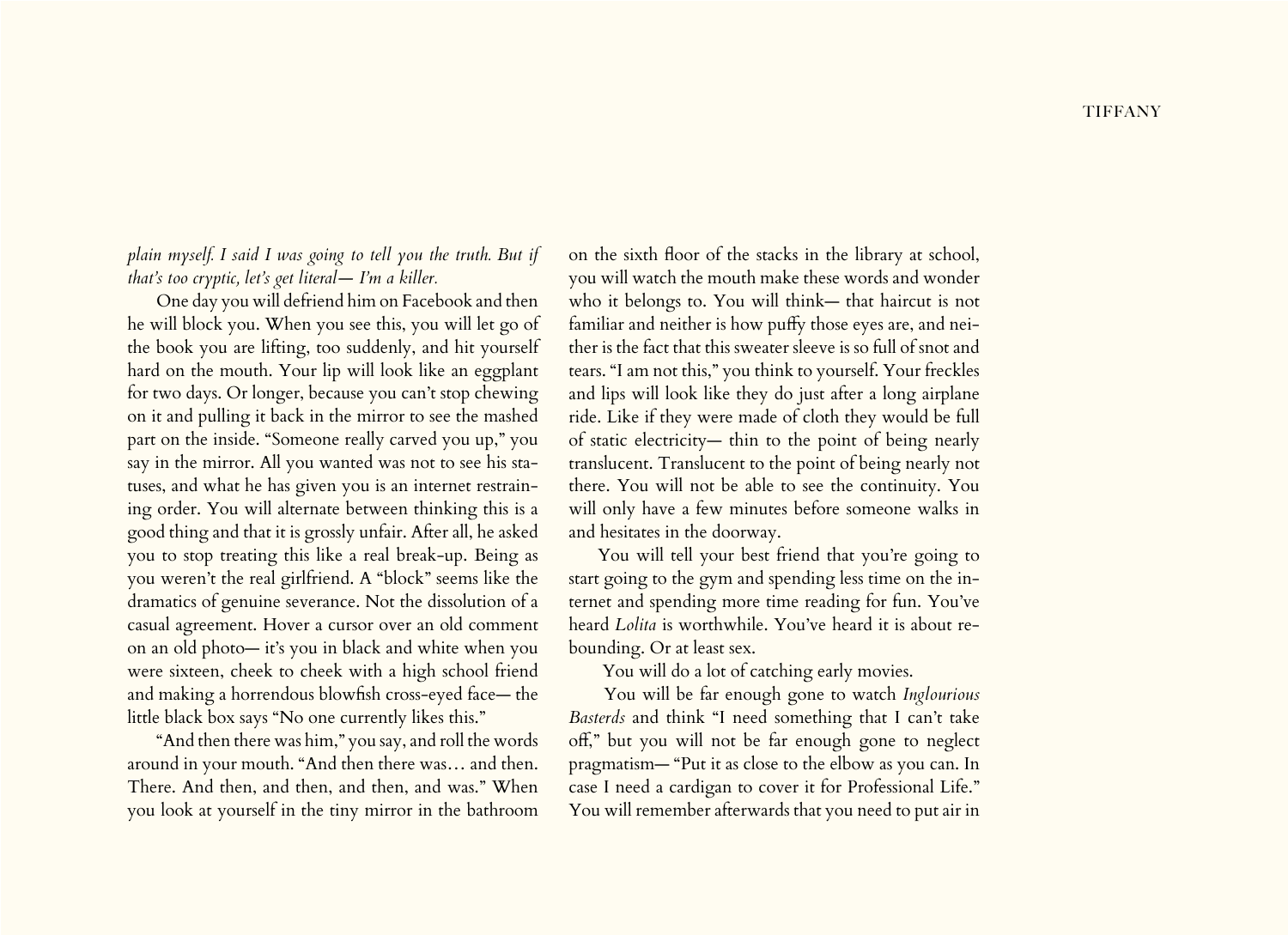*plain myself. I said I was going to tell you the truth. But if that's too cryptic, let's get literal— I'm a killer.*

One day you will defriend him on Facebook and then he will block you. When you see this, you will let go of the book you are lifting, too suddenly, and hit yourself hard on the mouth. Your lip will look like an eggplant for two days. Or longer, because you can't stop chewing on it and pulling it back in the mirror to see the mashed part on the inside. "Someone really carved you up," you say in the mirror. All you wanted was not to see his statuses, and what he has given you is an internet restraining order. You will alternate between thinking this is a good thing and that it is grossly unfair. After all, he asked you to stop treating this like a real break-up. Being as you weren't the real girlfriend. A "block" seems like the dramatics of genuine severance. Not the dissolution of a casual agreement. Hover a cursor over an old comment on an old photo— it's you in black and white when you were sixteen, cheek to cheek with a high school friend and making a horrendous blowfish cross-eyed face— the little black box says "No one currently likes this."

"And then there was him," you say, and roll the words around in your mouth. "And then there was… and then. There. And then, and then, and then, and was." When you look at yourself in the tiny mirror in the bathroom on the sixth floor of the stacks in the library at school, you will watch the mouth make these words and wonder who it belongs to. You will think— that haircut is not familiar and neither is how puffy those eyes are, and neither is the fact that this sweater sleeve is so full of snot and tears. "I am not this," you think to yourself. Your freckles and lips will look like they do just after a long airplane ride. Like if they were made of cloth they would be full of static electricity— thin to the point of being nearly translucent. Translucent to the point of being nearly not there. You will not be able to see the continuity. You will only have a few minutes before someone walks in and hesitates in the doorway.

You will tell your best friend that you're going to start going to the gym and spending less time on the internet and spending more time reading for fun. You've heard *Lolita* is worthwhile. You've heard it is about rebounding. Or at least sex.

You will do a lot of catching early movies.

You will be far enough gone to watch *Inglourious Basterds* and think "I need something that I can't take off," but you will not be far enough gone to neglect pragmatism— "Put it as close to the elbow as you can. In case I need a cardigan to cover it for Professional Life." You will remember afterwards that you need to put air in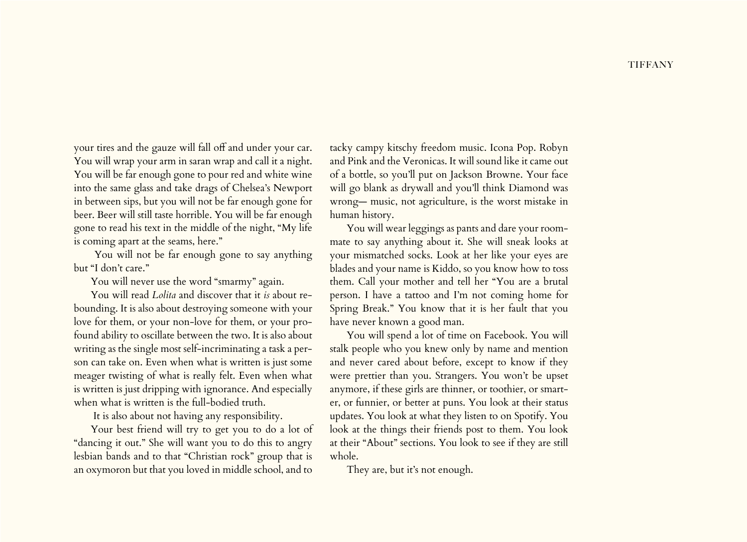your tires and the gauze will fall off and under your car. You will wrap your arm in saran wrap and call it a night. You will be far enough gone to pour red and white wine into the same glass and take drags of Chelsea's Newport in between sips, but you will not be far enough gone for beer. Beer will still taste horrible. You will be far enough gone to read his text in the middle of the night, "My life is coming apart at the seams, here."

You will not be far enough gone to say anything but "I don't care."

You will never use the word "smarmy" again.

You will read *Lolita* and discover that it *is* about rebounding. It is also about destroying someone with your love for them, or your non-love for them, or your profound ability to oscillate between the two. It is also about writing as the single most self-incriminating a task a person can take on. Even when what is written is just some meager twisting of what is really felt. Even when what is written is just dripping with ignorance. And especially when what is written is the full-bodied truth.

It is also about not having any responsibility.

Your best friend will try to get you to do a lot of "dancing it out." She will want you to do this to angry lesbian bands and to that "Christian rock" group that is an oxymoron but that you loved in middle school, and to tacky campy kitschy freedom music. Icona Pop. Robyn and Pink and the Veronicas. It will sound like it came out of a bottle, so you'll put on Jackson Browne. Your face will go blank as drywall and you'll think Diamond was wrong— music, not agriculture, is the worst mistake in human history.

You will wear leggings as pants and dare your roommate to say anything about it. She will sneak looks at your mismatched socks. Look at her like your eyes are blades and your name is Kiddo, so you know how to toss them. Call your mother and tell her "You are a brutal person. I have a tattoo and I'm not coming home for Spring Break." You know that it is her fault that you have never known a good man.

You will spend a lot of time on Facebook. You will stalk people who you knew only by name and mention and never cared about before, except to know if they were prettier than you. Strangers. You won't be upset anymore, if these girls are thinner, or toothier, or smarter, or funnier, or better at puns. You look at their status updates. You look at what they listen to on Spotify. You look at the things their friends post to them. You look at their "About" sections. You look to see if they are still whole.

They are, but it's not enough.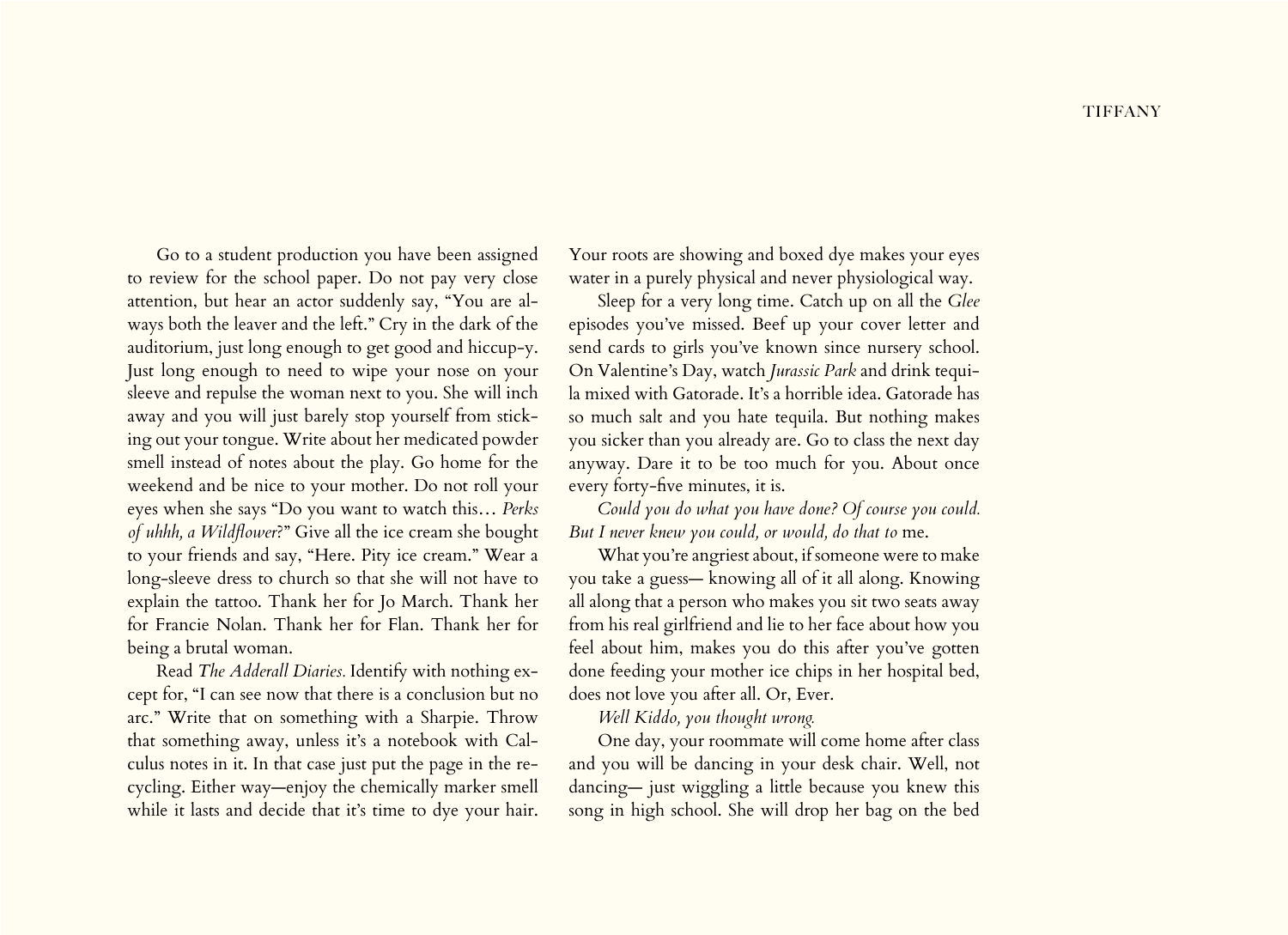Go to a student production you have been assigned to review for the school paper. Do not pay very close attention, but hear an actor suddenly say, "You are always both the leaver and the left." Cry in the dark of the auditorium, just long enough to get good and hiccup-y. Just long enough to need to wipe your nose on your sleeve and repulse the woman next to you. She will inch away and you will just barely stop yourself from sticking out your tongue. Write about her medicated powder smell instead of notes about the play. Go home for the weekend and be nice to your mother. Do not roll your eyes when she says "Do you want to watch this… *Perks of uhhh, a Wildflower*?" Give all the ice cream she bought to your friends and say, "Here. Pity ice cream." Wear a long-sleeve dress to church so that she will not have to explain the tattoo. Thank her for Jo March. Thank her for Francie Nolan. Thank her for Flan. Thank her for being a brutal woman.

Read *The Adderall Diaries.* Identify with nothing except for, "I can see now that there is a conclusion but no arc." Write that on something with a Sharpie. Throw that something away, unless it's a notebook with Calculus notes in it. In that case just put the page in the recycling. Either way—enjoy the chemically marker smell while it lasts and decide that it's time to dye your hair. Your roots are showing and boxed dye makes your eyes water in a purely physical and never physiological way.

Sleep for a very long time. Catch up on all the *Glee* episodes you've missed. Beef up your cover letter and send cards to girls you've known since nursery school. On Valentine's Day, watch *Jurassic Park* and drink tequila mixed with Gatorade. It's a horrible idea. Gatorade has so much salt and you hate tequila. But nothing makes you sicker than you already are. Go to class the next day anyway. Dare it to be too much for you. About once every forty-five minutes, it is.

*Could you do what you have done? Of course you could. But I never knew you could, or would, do that to* me.

What you're angriest about, if someone were to make you take a guess— knowing all of it all along. Knowing all along that a person who makes you sit two seats away from his real girlfriend and lie to her face about how you feel about him, makes you do this after you've gotten done feeding your mother ice chips in her hospital bed, does not love you after all. Or, Ever.

*Well Kiddo, you thought wrong.*

One day, your roommate will come home after class and you will be dancing in your desk chair. Well, not dancing— just wiggling a little because you knew this song in high school. She will drop her bag on the bed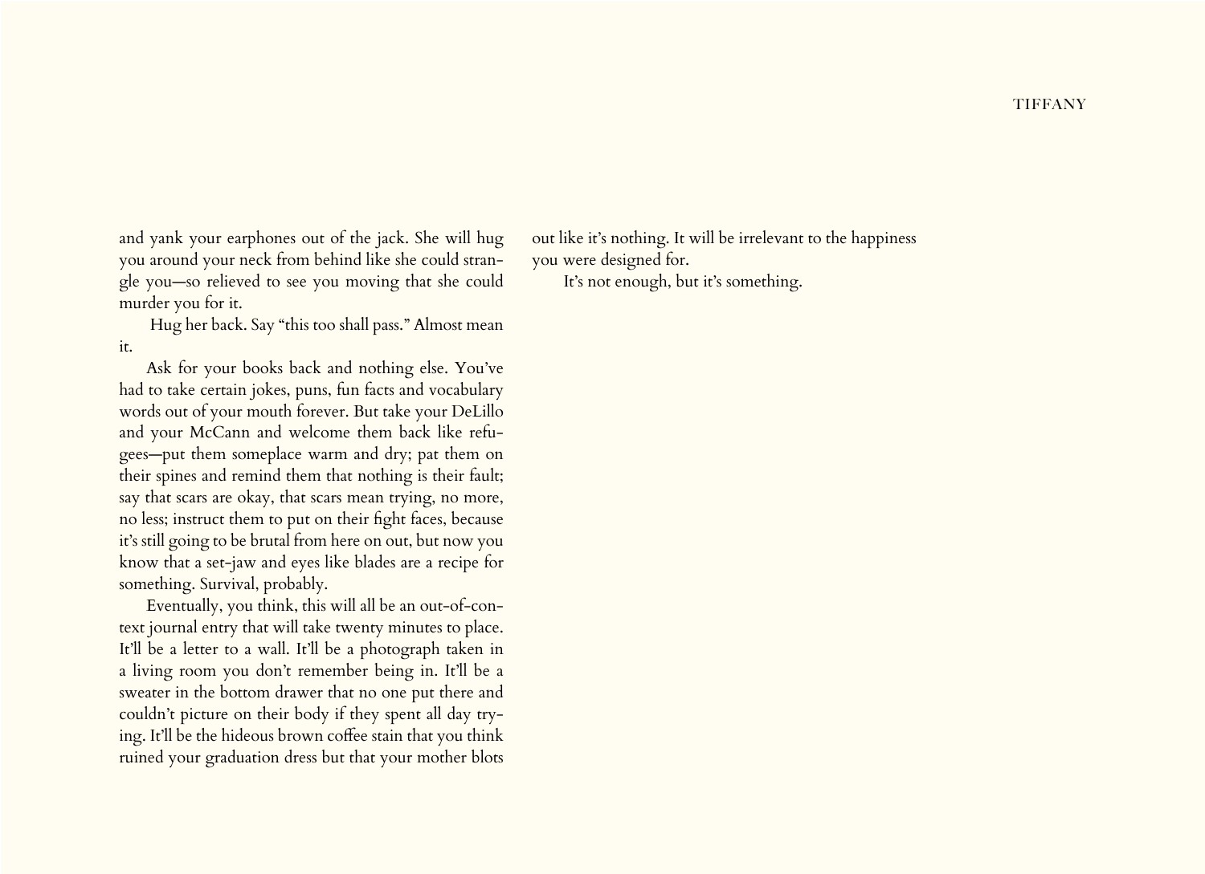and yank your earphones out of the jack. She will hug you around your neck from behind like she could strangle you—so relieved to see you moving that she could murder you for it.

Hug her back. Say "this too shall pass." Almost mean it.

Ask for your books back and nothing else. You've had to take certain jokes, puns, fun facts and vocabulary words out of your mouth forever. But take your DeLillo and your McCann and welcome them back like refugees—put them someplace warm and dry; pat them on their spines and remind them that nothing is their fault; say that scars are okay, that scars mean trying, no more, no less; instruct them to put on their fight faces, because it's still going to be brutal from here on out, but now you know that a set-jaw and eyes like blades are a recipe for something. Survival, probably.

Eventually, you think, this will all be an out-of-context journal entry that will take twenty minutes to place. It'll be a letter to a wall. It'll be a photograph taken in a living room you don't remember being in. It'll be a sweater in the bottom drawer that no one put there and couldn't picture on their body if they spent all day trying. It'll be the hideous brown coffee stain that you think ruined your graduation dress but that your mother blots out like it's nothing. It will be irrelevant to the happiness you were designed for.

It's not enough, but it's something.